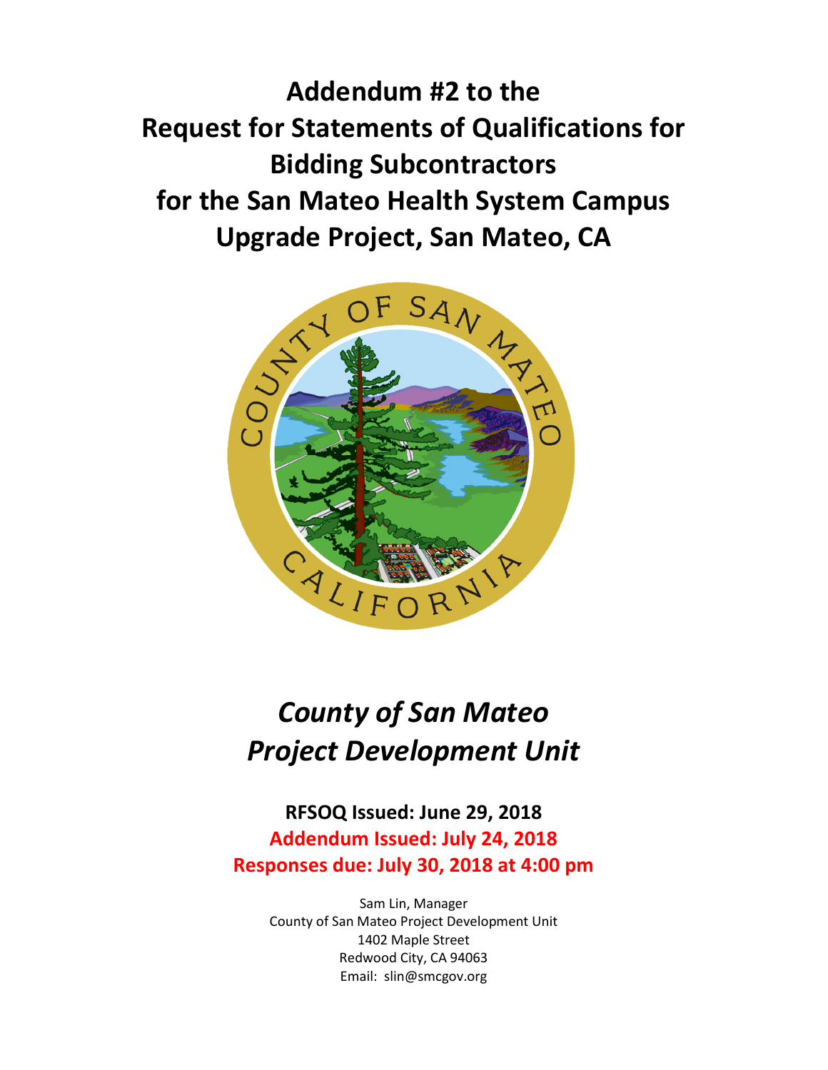# Addendum #2 to the Request for Statements of Qualifications for Bidding Subcontractors for the San Mateo Health System Campus Upgrade Project, San Mateo, CA

## *County of San Mateo Project Development Unit*

**RFSOQ Issued: June 29, 2018**

**Addendum Issued: July 24, 2018**

**Responses due: July 30, 2018 at 4:00 pm**

Sam Lin, Manager
County of San Mateo Project Development Unit
1402 Maple Street
Redwood City, CA 94063
Email: slin@smcgov.org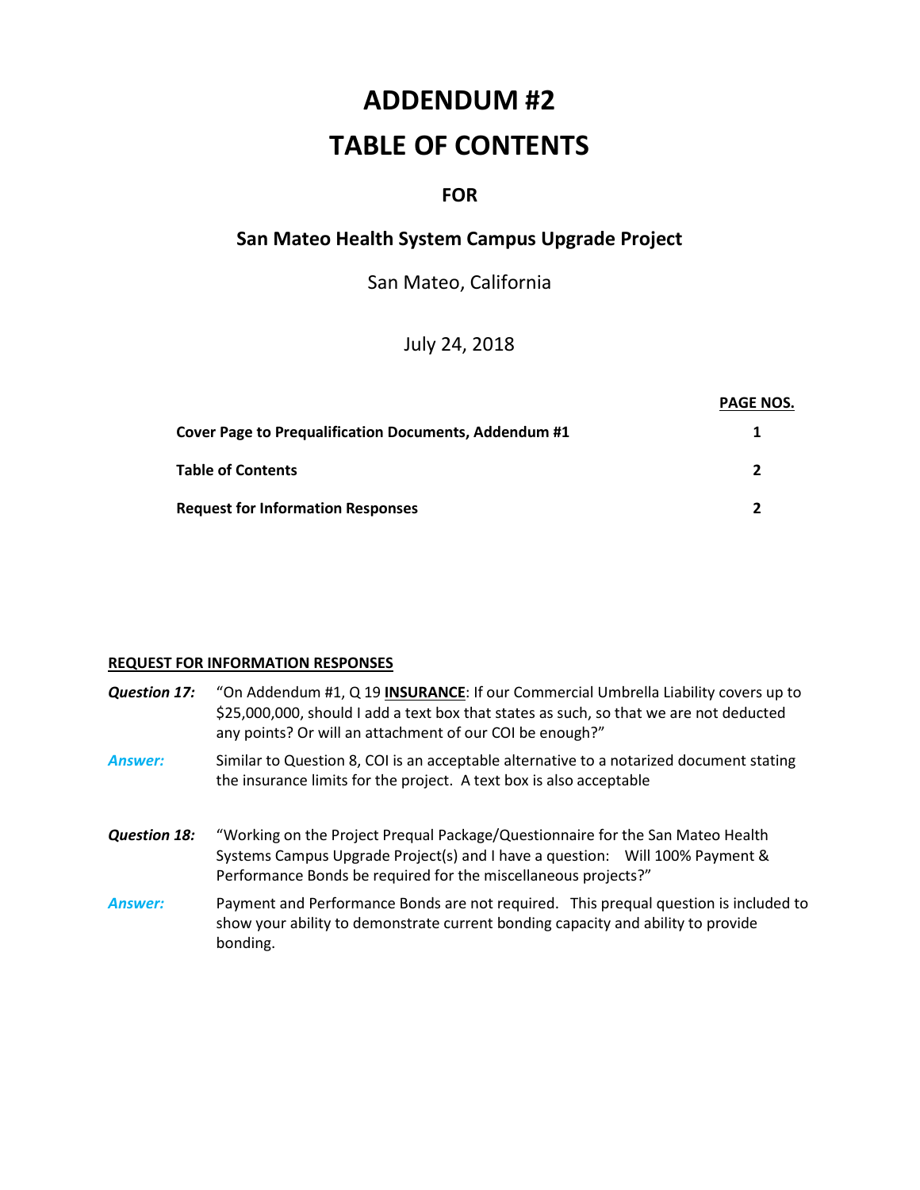# ADDENDUM #2

# TABLE OF CONTENTS

### FOR

### San Mateo Health System Campus Upgrade Project

San Mateo, California

July 24, 2018

| | PAGE NOS. |
|---|---|
| **Cover Page to Prequalification Documents, Addendum #1** | **1** |
| **Table of Contents** | **2** |
| **Request for Information Responses** | **2** |

**REQUEST FOR INFORMATION RESPONSES**

***Question 17:*** "On Addendum #1, Q 19 **INSURANCE**: If our Commercial Umbrella Liability covers up to $25,000,000, should I add a text box that states as such, so that we are not deducted any points? Or will an attachment of our COI be enough?"

***Answer:*** Similar to Question 8, COI is an acceptable alternative to a notarized document stating the insurance limits for the project. A text box is also acceptable

***Question 18:*** "Working on the Project Prequal Package/Questionnaire for the San Mateo Health Systems Campus Upgrade Project(s) and I have a question: Will 100% Payment & Performance Bonds be required for the miscellaneous projects?"

***Answer:*** Payment and Performance Bonds are not required. This prequal question is included to show your ability to demonstrate current bonding capacity and ability to provide bonding.